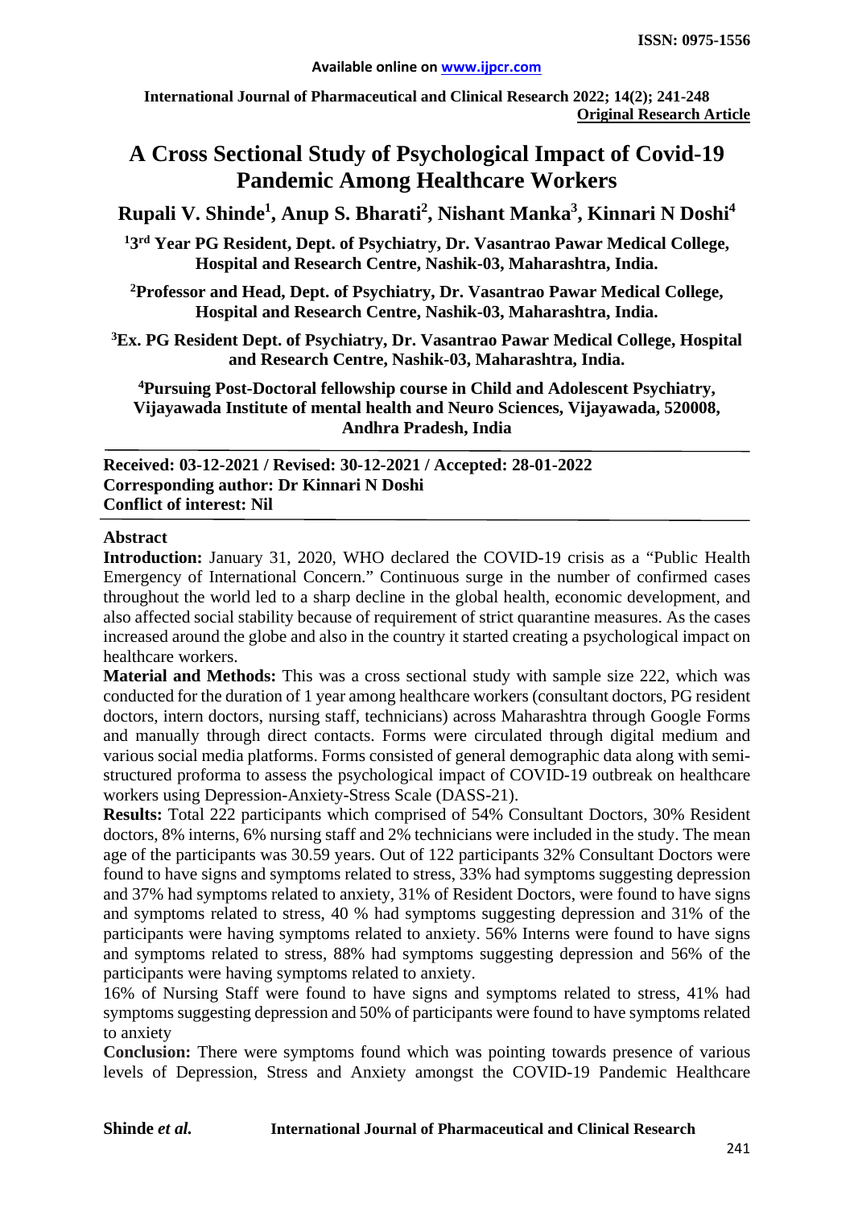**Available online on www.ijpcr.com**

**International Journal of Pharmaceutical and Clinical Research 2022; 14(2); 241-248**

**Original Research Article**

# A Cross Sectional Study of Psychological Impact of Covid-19 Pandemic Among Healthcare Workers

**Rupali V. Shinde[1], Anup S. Bharati[2], Nishant Manka[3], Kinnari N Doshi[4]**

**[1]3rd Year PG Resident, Dept. of Psychiatry, Dr. Vasantrao Pawar Medical College, Hospital and Research Centre, Nashik-03, Maharashtra, India.**

**[2]Professor and Head, Dept. of Psychiatry, Dr. Vasantrao Pawar Medical College, Hospital and Research Centre, Nashik-03, Maharashtra, India.**

**[3]Ex. PG Resident Dept. of Psychiatry, Dr. Vasantrao Pawar Medical College, Hospital and Research Centre, Nashik-03, Maharashtra, India.**

**[4]Pursuing Post-Doctoral fellowship course in Child and Adolescent Psychiatry, Vijayawada Institute of mental health and Neuro Sciences, Vijayawada, 520008, Andhra Pradesh, India**

**Received: 03-12-2021 / Revised: 30-12-2021 / Accepted: 28-01-2022**
**Corresponding author: Dr Kinnari N Doshi**
**Conflict of interest: Nil**

## Abstract

**Introduction:** January 31, 2020, WHO declared the COVID-19 crisis as a "Public Health Emergency of International Concern." Continuous surge in the number of confirmed cases throughout the world led to a sharp decline in the global health, economic development, and also affected social stability because of requirement of strict quarantine measures. As the cases increased around the globe and also in the country it started creating a psychological impact on healthcare workers.

**Material and Methods:** This was a cross sectional study with sample size 222, which was conducted for the duration of 1 year among healthcare workers (consultant doctors, PG resident doctors, intern doctors, nursing staff, technicians) across Maharashtra through Google Forms and manually through direct contacts. Forms were circulated through digital medium and various social media platforms. Forms consisted of general demographic data along with semi-structured proforma to assess the psychological impact of COVID-19 outbreak on healthcare workers using Depression-Anxiety-Stress Scale (DASS-21).

**Results:** Total 222 participants which comprised of 54% Consultant Doctors, 30% Resident doctors, 8% interns, 6% nursing staff and 2% technicians were included in the study. The mean age of the participants was 30.59 years. Out of 122 participants 32% Consultant Doctors were found to have signs and symptoms related to stress, 33% had symptoms suggesting depression and 37% had symptoms related to anxiety, 31% of Resident Doctors, were found to have signs and symptoms related to stress, 40 % had symptoms suggesting depression and 31% of the participants were having symptoms related to anxiety. 56% Interns were found to have signs and symptoms related to stress, 88% had symptoms suggesting depression and 56% of the participants were having symptoms related to anxiety.

16% of Nursing Staff were found to have signs and symptoms related to stress, 41% had symptoms suggesting depression and 50% of participants were found to have symptoms related to anxiety

**Conclusion:** There were symptoms found which was pointing towards presence of various levels of Depression, Stress and Anxiety amongst the COVID-19 Pandemic Healthcare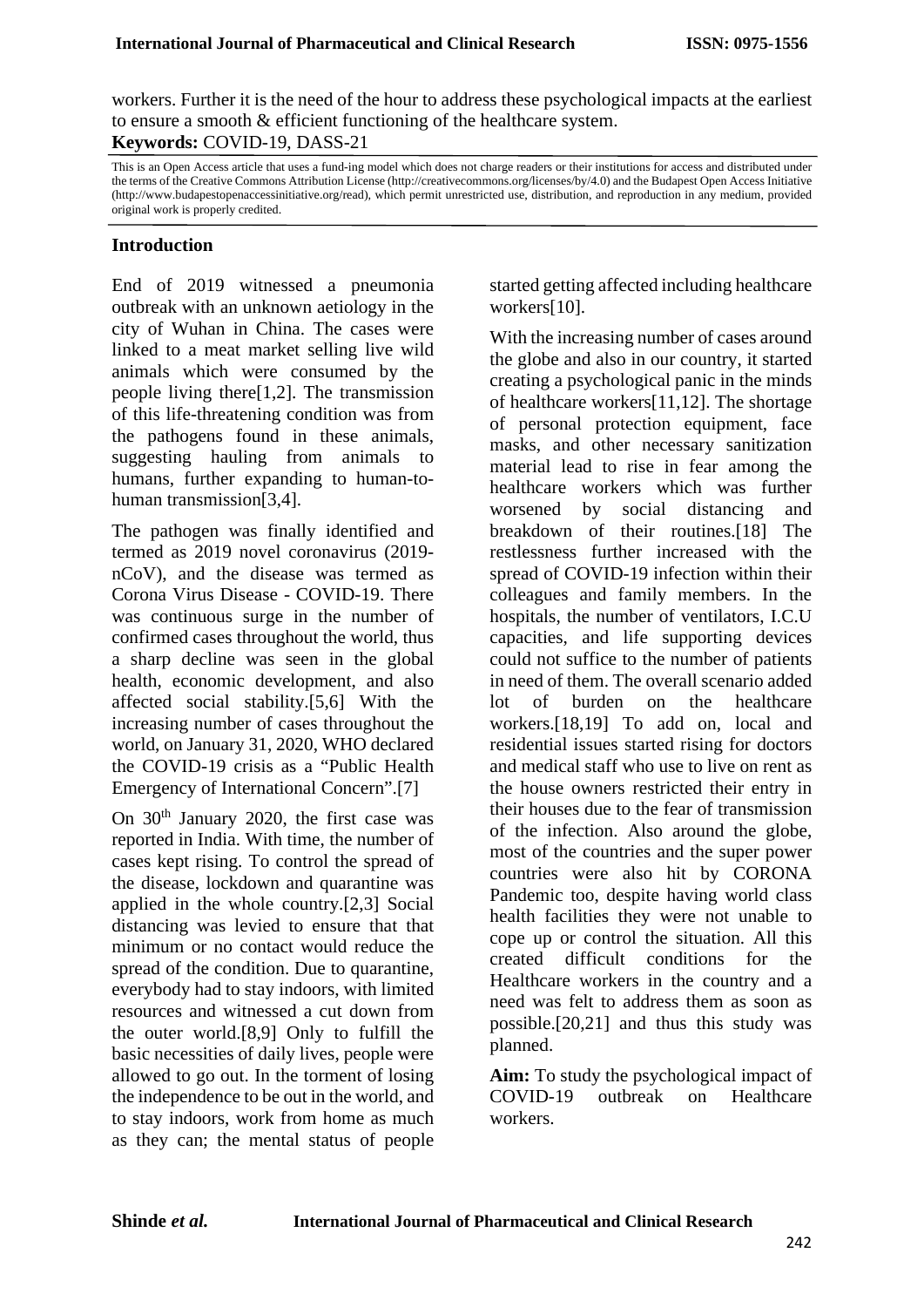workers. Further it is the need of the hour to address these psychological impacts at the earliest to ensure a smooth & efficient functioning of the healthcare system.

**Keywords:** COVID-19, DASS-21

This is an Open Access article that uses a fund-ing model which does not charge readers or their institutions for access and distributed under the terms of the Creative Commons Attribution License (http://creativecommons.org/licenses/by/4.0) and the Budapest Open Access Initiative (http://www.budapestopenaccessinitiative.org/read), which permit unrestricted use, distribution, and reproduction in any medium, provided original work is properly credited.

## Introduction

End of 2019 witnessed a pneumonia outbreak with an unknown aetiology in the city of Wuhan in China. The cases were linked to a meat market selling live wild animals which were consumed by the people living there[1,2]. The transmission of this life-threatening condition was from the pathogens found in these animals, suggesting hauling from animals to humans, further expanding to human-to-human transmission[3,4].

The pathogen was finally identified and termed as 2019 novel coronavirus (2019-nCoV), and the disease was termed as Corona Virus Disease - COVID-19. There was continuous surge in the number of confirmed cases throughout the world, thus a sharp decline was seen in the global health, economic development, and also affected social stability.[5,6] With the increasing number of cases throughout the world, on January 31, 2020, WHO declared the COVID-19 crisis as a "Public Health Emergency of International Concern".[7]

On 30th January 2020, the first case was reported in India. With time, the number of cases kept rising. To control the spread of the disease, lockdown and quarantine was applied in the whole country.[2,3] Social distancing was levied to ensure that that minimum or no contact would reduce the spread of the condition. Due to quarantine, everybody had to stay indoors, with limited resources and witnessed a cut down from the outer world.[8,9] Only to fulfill the basic necessities of daily lives, people were allowed to go out. In the torment of losing the independence to be out in the world, and to stay indoors, work from home as much as they can; the mental status of people started getting affected including healthcare workers[10].

With the increasing number of cases around the globe and also in our country, it started creating a psychological panic in the minds of healthcare workers[11,12]. The shortage of personal protection equipment, face masks, and other necessary sanitization material lead to rise in fear among the healthcare workers which was further worsened by social distancing and breakdown of their routines.[18] The restlessness further increased with the spread of COVID-19 infection within their colleagues and family members. In the hospitals, the number of ventilators, I.C.U capacities, and life supporting devices could not suffice to the number of patients in need of them. The overall scenario added lot of burden on the healthcare workers.[18,19] To add on, local and residential issues started rising for doctors and medical staff who use to live on rent as the house owners restricted their entry in their houses due to the fear of transmission of the infection. Also around the globe, most of the countries and the super power countries were also hit by CORONA Pandemic too, despite having world class health facilities they were not unable to cope up or control the situation. All this created difficult conditions for the Healthcare workers in the country and a need was felt to address them as soon as possible.[20,21] and thus this study was planned.

**Aim:** To study the psychological impact of COVID-19 outbreak on Healthcare workers.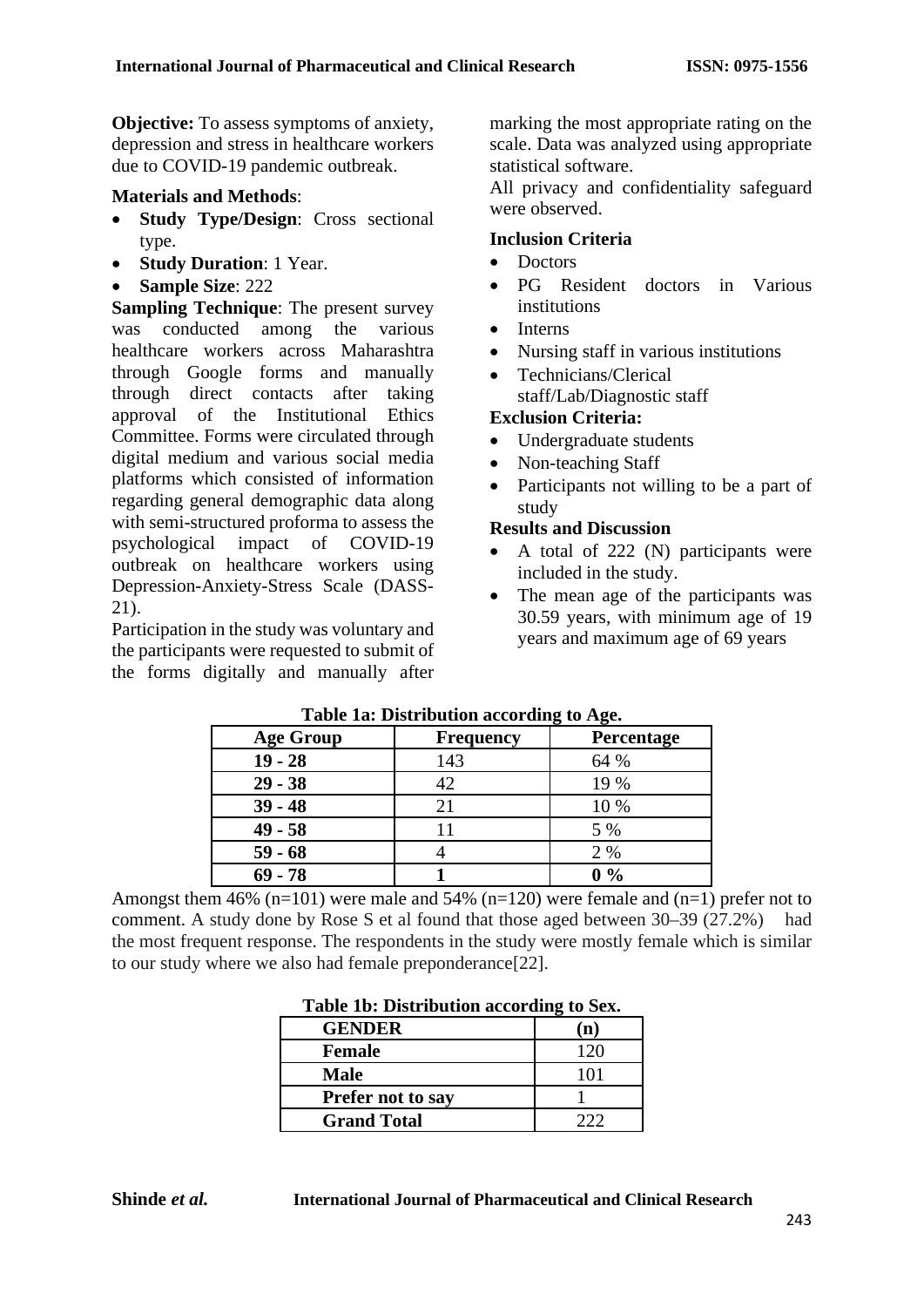**Objective:** To assess symptoms of anxiety, depression and stress in healthcare workers due to COVID-19 pandemic outbreak.

**Materials and Methods**:

- **Study Type/Design**: Cross sectional type.
- **Study Duration**: 1 Year.
- **Sample Size**: 222

**Sampling Technique**: The present survey was conducted among the various healthcare workers across Maharashtra through Google forms and manually through direct contacts after taking approval of the Institutional Ethics Committee. Forms were circulated through digital medium and various social media platforms which consisted of information regarding general demographic data along with semi-structured proforma to assess the psychological impact of COVID-19 outbreak on healthcare workers using Depression-Anxiety-Stress Scale (DASS-21).

Participation in the study was voluntary and the participants were requested to submit of the forms digitally and manually after marking the most appropriate rating on the scale. Data was analyzed using appropriate statistical software.

All privacy and confidentiality safeguard were observed.

**Inclusion Criteria**

- Doctors
- PG Resident doctors in Various institutions
- Interns
- Nursing staff in various institutions
- Technicians/Clerical staff/Lab/Diagnostic staff

**Exclusion Criteria:**

- Undergraduate students
- Non-teaching Staff
- Participants not willing to be a part of study

**Results and Discussion**

- A total of 222 (N) participants were included in the study.
- The mean age of the participants was 30.59 years, with minimum age of 19 years and maximum age of 69 years

**Table 1a: Distribution according to Age.**

| Age Group | Frequency | Percentage |
|---|---|---|
| **19 - 28** | 143 | 64 % |
| **29 - 38** | 42 | 19 % |
| **39 - 48** | 21 | 10 % |
| **49 - 58** | 11 | 5 % |
| **59 - 68** | 4 | 2 % |
| **69 - 78** | **1** | **0 %** |

Amongst them 46% (n=101) were male and 54% (n=120) were female and (n=1) prefer not to comment. A study done by Rose S et al found that those aged between 30–39 (27.2%) had the most frequent response. The respondents in the study were mostly female which is similar to our study where we also had female preponderance[22].

**Table 1b: Distribution according to Sex.**

| GENDER | (n) |
|---|---|
| **Female** | 120 |
| **Male** | 101 |
| **Prefer not to say** | 1 |
| **Grand Total** | 222 |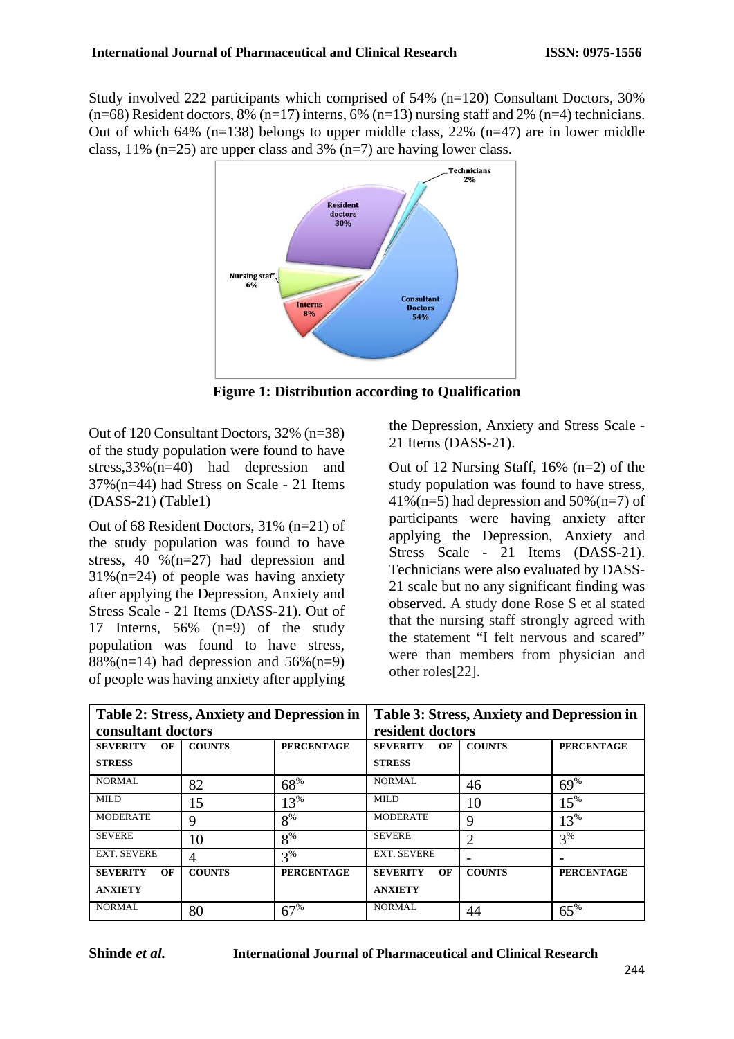Study involved 222 participants which comprised of 54% (n=120) Consultant Doctors, 30% (n=68) Resident doctors, 8% (n=17) interns, 6% (n=13) nursing staff and 2% (n=4) technicians. Out of which 64% (n=138) belongs to upper middle class, 22% (n=47) are in lower middle class, 11% (n=25) are upper class and 3% (n=7) are having lower class.

**Figure 1: Distribution according to Qualification**

Out of 120 Consultant Doctors, 32% (n=38) of the study population were found to have stress,33%(n=40) had depression and 37%(n=44) had Stress on Scale - 21 Items (DASS-21) (Table1)

Out of 68 Resident Doctors, 31% (n=21) of the study population was found to have stress, 40 %(n=27) had depression and 31%(n=24) of people was having anxiety after applying the Depression, Anxiety and Stress Scale - 21 Items (DASS-21). Out of 17 Interns, 56% (n=9) of the study population was found to have stress, 88%(n=14) had depression and 56%(n=9) of people was having anxiety after applying the Depression, Anxiety and Stress Scale - 21 Items (DASS-21).

Out of 12 Nursing Staff, 16% (n=2) of the study population was found to have stress, 41%(n=5) had depression and 50%(n=7) of participants were having anxiety after applying the Depression, Anxiety and Stress Scale - 21 Items (DASS-21). Technicians were also evaluated by DASS-21 scale but no any significant finding was observed. A study done Rose S et al stated that the nursing staff strongly agreed with the statement "I felt nervous and scared" were than members from physician and other roles[22].

**Table 2: Stress, Anxiety and Depression in consultant doctors**

| SEVERITY OF STRESS | COUNTS | PERCENTAGE |
|---|---|---|
| NORMAL | 82 | 68% |
| MILD | 15 | 13% |
| MODERATE | 9 | 8% |
| SEVERE | 10 | 8% |
| EXT. SEVERE | 4 | 3% |
| **SEVERITY OF ANXIETY** | **COUNTS** | **PERCENTAGE** |
| NORMAL | 80 | 67% |

**Table 3: Stress, Anxiety and Depression in resident doctors**

| SEVERITY OF STRESS | COUNTS | PERCENTAGE |
|---|---|---|
| NORMAL | 46 | 69% |
| MILD | 10 | 15% |
| MODERATE | 9 | 13% |
| SEVERE | 2 | 3% |
| EXT. SEVERE | - | - |
| **SEVERITY OF ANXIETY** | **COUNTS** | **PERCENTAGE** |
| NORMAL | 44 | 65% |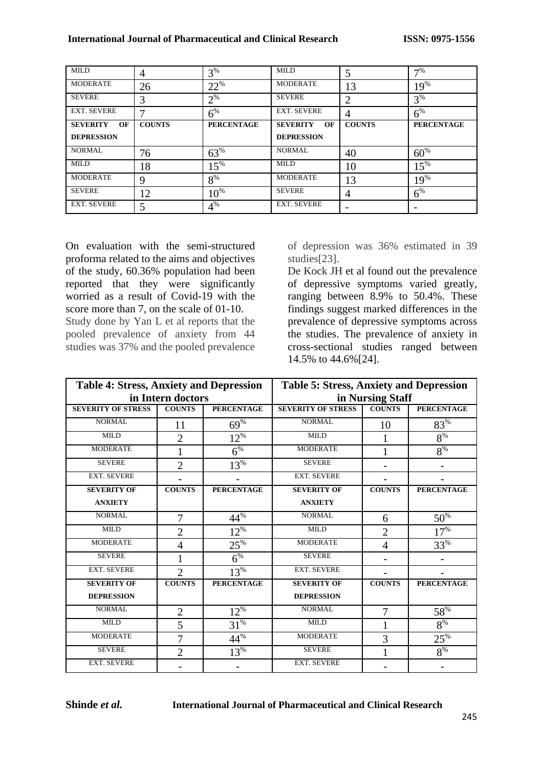| MILD | 4 | 3% | MILD | 5 | 7% |
|---|---|---|---|---|---|
| MODERATE | 26 | 22% | MODERATE | 13 | 19% |
| SEVERE | 3 | 2% | SEVERE | 2 | 3% |
| EXT. SEVERE | 7 | 6% | EXT. SEVERE | 4 | 6% |
| **SEVERITY OF DEPRESSION** | **COUNTS** | **PERCENTAGE** | **SEVERITY OF DEPRESSION** | **COUNTS** | **PERCENTAGE** |
| NORMAL | 76 | 63% | NORMAL | 40 | 60% |
| MILD | 18 | 15% | MILD | 10 | 15% |
| MODERATE | 9 | 8% | MODERATE | 13 | 19% |
| SEVERE | 12 | 10% | SEVERE | 4 | 6% |
| EXT. SEVERE | 5 | 4% | EXT. SEVERE | - | - |

On evaluation with the semi-structured proforma related to the aims and objectives of the study, 60.36% population had been reported that they were significantly worried as a result of Covid-19 with the score more than 7, on the scale of 01-10.

Study done by Yan L et al reports that the pooled prevalence of anxiety from 44 studies was 37% and the pooled prevalence of depression was 36% estimated in 39 studies[23].

De Kock JH et al found out the prevalence of depressive symptoms varied greatly, ranging between 8.9% to 50.4%. These findings suggest marked differences in the prevalence of depressive symptoms across the studies. The prevalence of anxiety in cross-sectional studies ranged between 14.5% to 44.6%[24].

| **Table 4: Stress, Anxiety and Depression in Intern doctors** | | | **Table 5: Stress, Anxiety and Depression in Nursing Staff** | | |
|---|---|---|---|---|---|
| **SEVERITY OF STRESS** | **COUNTS** | **PERCENTAGE** | **SEVERITY OF STRESS** | **COUNTS** | **PERCENTAGE** |
| NORMAL | 11 | 69% | NORMAL | 10 | 83% |
| MILD | 2 | 12% | MILD | 1 | 8% |
| MODERATE | 1 | 6% | MODERATE | 1 | 8% |
| SEVERE | 2 | 13% | SEVERE | - | - |
| EXT. SEVERE | - | - | EXT. SEVERE | - | - |
| **SEVERITY OF ANXIETY** | **COUNTS** | **PERCENTAGE** | **SEVERITY OF ANXIETY** | **COUNTS** | **PERCENTAGE** |
| NORMAL | 7 | 44% | NORMAL | 6 | 50% |
| MILD | 2 | 12% | MILD | 2 | 17% |
| MODERATE | 4 | 25% | MODERATE | 4 | 33% |
| SEVERE | 1 | 6% | SEVERE | - | - |
| EXT. SEVERE | 2 | 13% | EXT. SEVERE | - | - |
| **SEVERITY OF DEPRESSION** | **COUNTS** | **PERCENTAGE** | **SEVERITY OF DEPRESSION** | **COUNTS** | **PERCENTAGE** |
| NORMAL | 2 | 12% | NORMAL | 7 | 58% |
| MILD | 5 | 31% | MILD | 1 | 8% |
| MODERATE | 7 | 44% | MODERATE | 3 | 25% |
| SEVERE | 2 | 13% | SEVERE | 1 | 8% |
| EXT. SEVERE | - | - | EXT. SEVERE | - | - |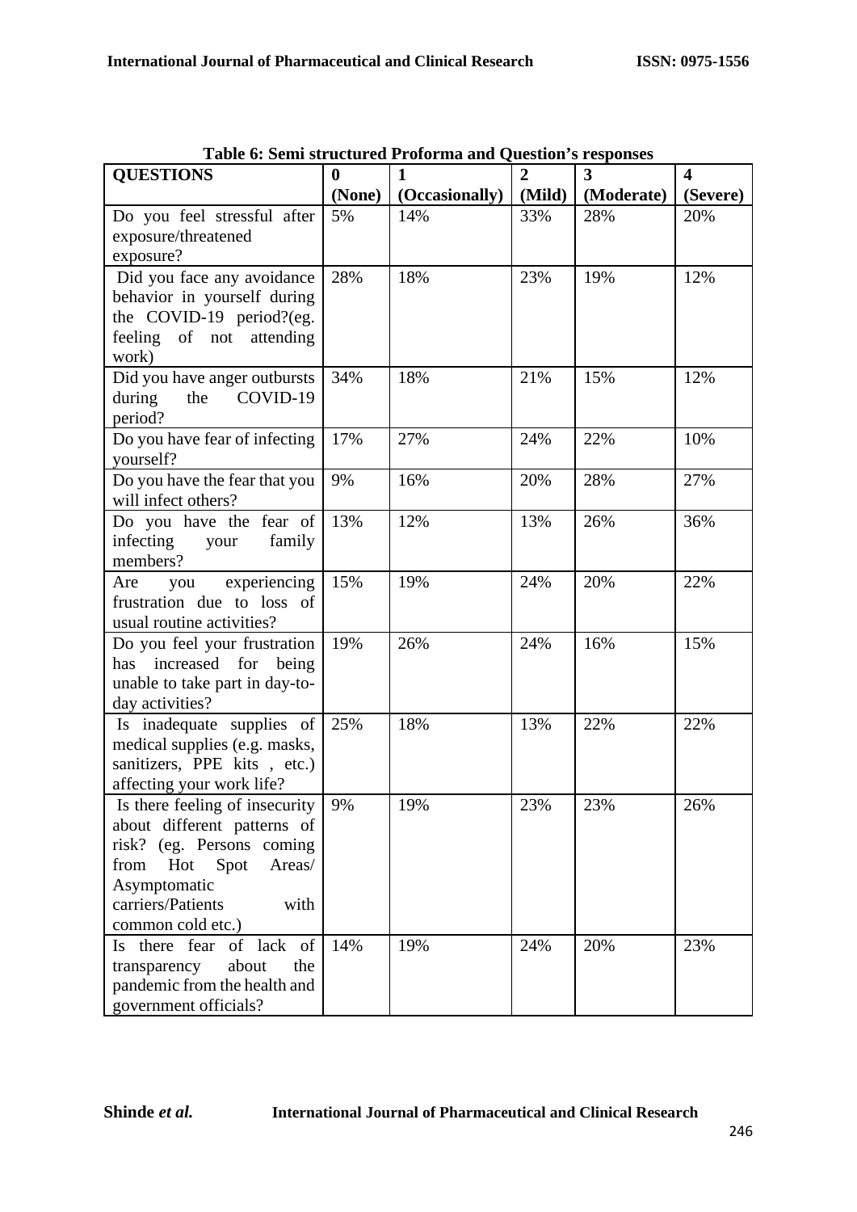**Table 6: Semi structured Proforma and Question's responses**

| QUESTIONS | 0 (None) | 1 (Occasionally) | 2 (Mild) | 3 (Moderate) | 4 (Severe) |
|---|---|---|---|---|---|
| Do you feel stressful after exposure/threatened exposure? | 5% | 14% | 33% | 28% | 20% |
| Did you face any avoidance behavior in yourself during the COVID-19 period?(eg. feeling of not attending work) | 28% | 18% | 23% | 19% | 12% |
| Did you have anger outbursts during the COVID-19 period? | 34% | 18% | 21% | 15% | 12% |
| Do you have fear of infecting yourself? | 17% | 27% | 24% | 22% | 10% |
| Do you have the fear that you will infect others? | 9% | 16% | 20% | 28% | 27% |
| Do you have the fear of infecting your family members? | 13% | 12% | 13% | 26% | 36% |
| Are you experiencing frustration due to loss of usual routine activities? | 15% | 19% | 24% | 20% | 22% |
| Do you feel your frustration has increased for being unable to take part in day-to-day activities? | 19% | 26% | 24% | 16% | 15% |
| Is inadequate supplies of medical supplies (e.g. masks, sanitizers, PPE kits , etc.) affecting your work life? | 25% | 18% | 13% | 22% | 22% |
| Is there feeling of insecurity about different patterns of risk? (eg. Persons coming from Hot Spot Areas/ Asymptomatic carriers/Patients with common cold etc.) | 9% | 19% | 23% | 23% | 26% |
| Is there fear of lack of transparency about the pandemic from the health and government officials? | 14% | 19% | 24% | 20% | 23% |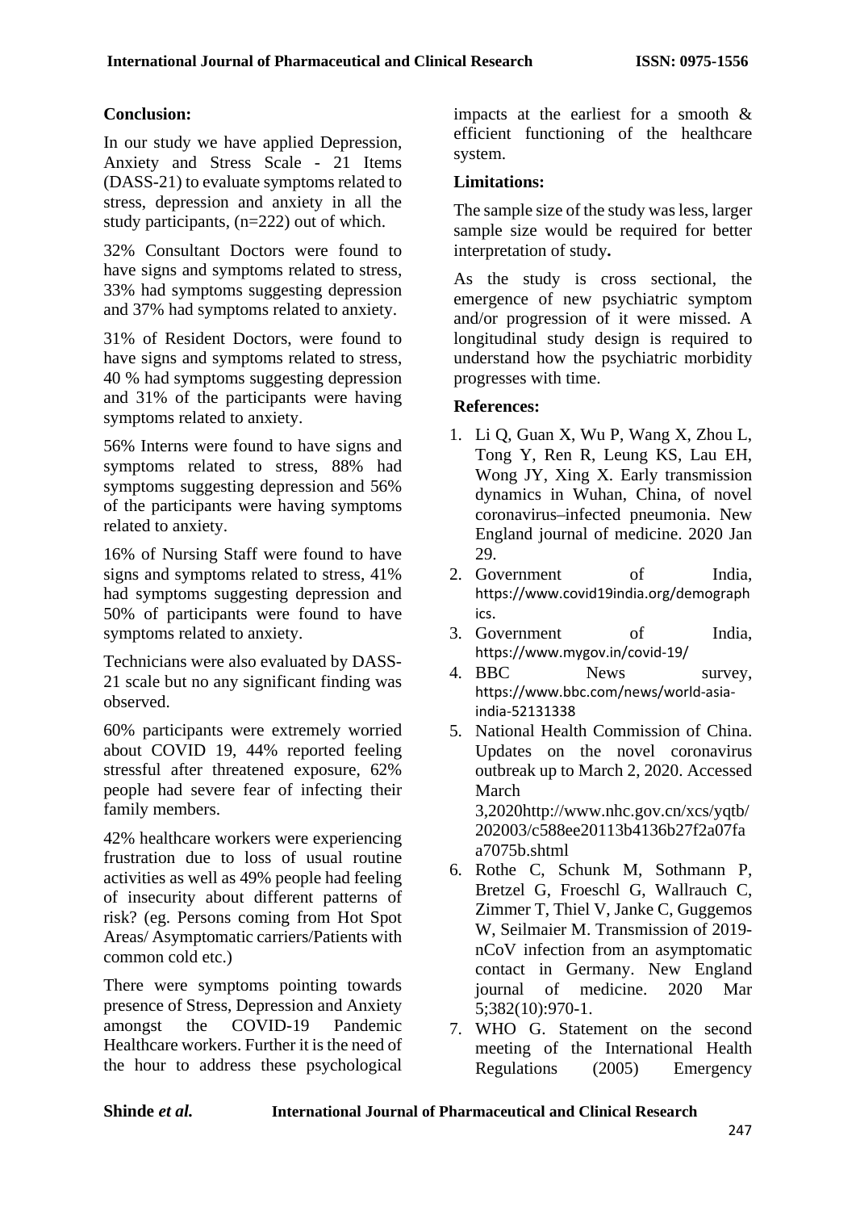## Conclusion:

In our study we have applied Depression, Anxiety and Stress Scale - 21 Items (DASS-21) to evaluate symptoms related to stress, depression and anxiety in all the study participants, (n=222) out of which.

32% Consultant Doctors were found to have signs and symptoms related to stress, 33% had symptoms suggesting depression and 37% had symptoms related to anxiety.

31% of Resident Doctors, were found to have signs and symptoms related to stress, 40 % had symptoms suggesting depression and 31% of the participants were having symptoms related to anxiety.

56% Interns were found to have signs and symptoms related to stress, 88% had symptoms suggesting depression and 56% of the participants were having symptoms related to anxiety.

16% of Nursing Staff were found to have signs and symptoms related to stress, 41% had symptoms suggesting depression and 50% of participants were found to have symptoms related to anxiety.

Technicians were also evaluated by DASS-21 scale but no any significant finding was observed.

60% participants were extremely worried about COVID 19, 44% reported feeling stressful after threatened exposure, 62% people had severe fear of infecting their family members.

42% healthcare workers were experiencing frustration due to loss of usual routine activities as well as 49% people had feeling of insecurity about different patterns of risk? (eg. Persons coming from Hot Spot Areas/ Asymptomatic carriers/Patients with common cold etc.)

There were symptoms pointing towards presence of Stress, Depression and Anxiety amongst the COVID-19 Pandemic Healthcare workers. Further it is the need of the hour to address these psychological impacts at the earliest for a smooth & efficient functioning of the healthcare system.

## Limitations:

The sample size of the study was less, larger sample size would be required for better interpretation of study**.**

As the study is cross sectional, the emergence of new psychiatric symptom and/or progression of it were missed. A longitudinal study design is required to understand how the psychiatric morbidity progresses with time.

## References:

1. Li Q, Guan X, Wu P, Wang X, Zhou L, Tong Y, Ren R, Leung KS, Lau EH, Wong JY, Xing X. Early transmission dynamics in Wuhan, China, of novel coronavirus–infected pneumonia. New England journal of medicine. 2020 Jan 29.
2. Government of India, https://www.covid19india.org/demographics.
3. Government of India, https://www.mygov.in/covid-19/
4. BBC News survey, https://www.bbc.com/news/world-asia-india-52131338
5. National Health Commission of China. Updates on the novel coronavirus outbreak up to March 2, 2020. Accessed March 3,2020http://www.nhc.gov.cn/xcs/yqtb/202003/c588ee20113b4136b27f2a07faa7075b.shtml
6. Rothe C, Schunk M, Sothmann P, Bretzel G, Froeschl G, Wallrauch C, Zimmer T, Thiel V, Janke C, Guggemos W, Seilmaier M. Transmission of 2019-nCoV infection from an asymptomatic contact in Germany. New England journal of medicine. 2020 Mar 5;382(10):970-1.
7. WHO G. Statement on the second meeting of the International Health Regulations (2005) Emergency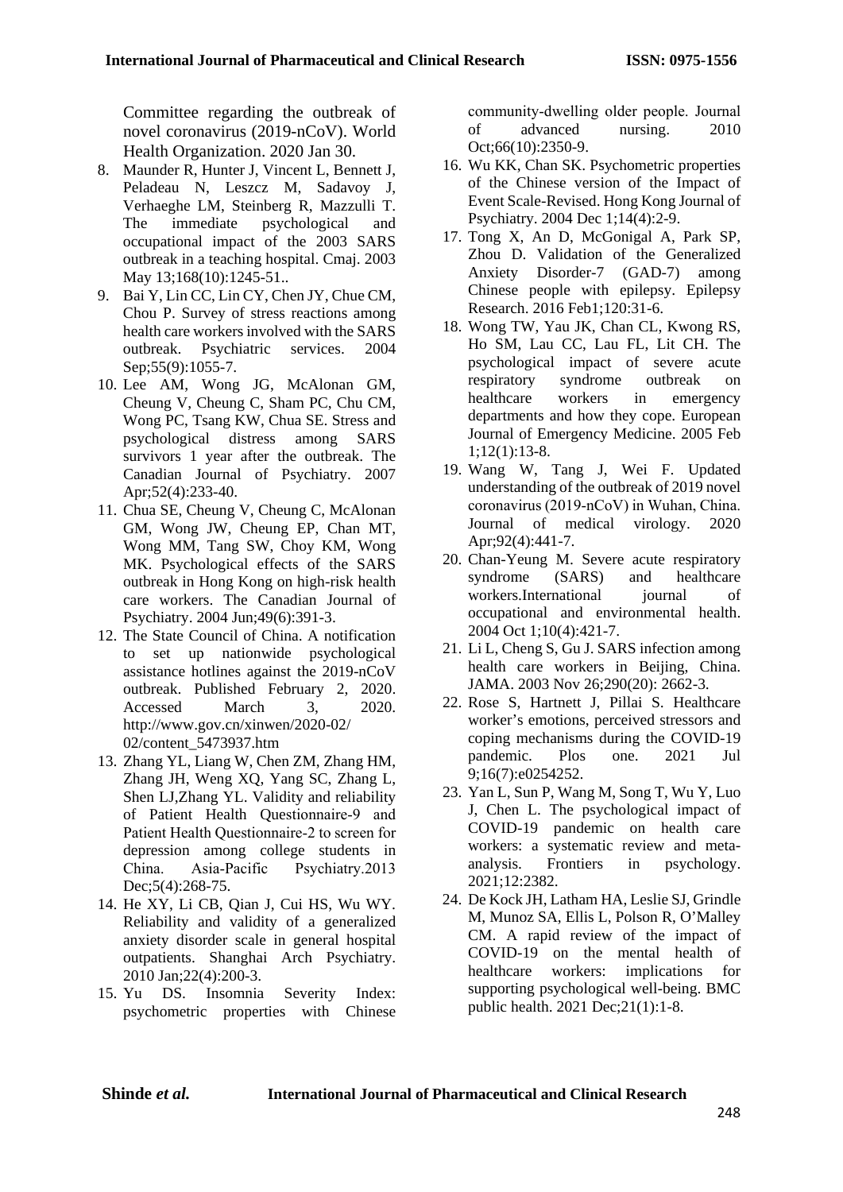Committee regarding the outbreak of novel coronavirus (2019-nCoV). World Health Organization. 2020 Jan 30.

8. Maunder R, Hunter J, Vincent L, Bennett J, Peladeau N, Leszcz M, Sadavoy J, Verhaeghe LM, Steinberg R, Mazzulli T. The immediate psychological and occupational impact of the 2003 SARS outbreak in a teaching hospital. Cmaj. 2003 May 13;168(10):1245-51..
9. Bai Y, Lin CC, Lin CY, Chen JY, Chue CM, Chou P. Survey of stress reactions among health care workers involved with the SARS outbreak. Psychiatric services. 2004 Sep;55(9):1055-7.
10. Lee AM, Wong JG, McAlonan GM, Cheung V, Cheung C, Sham PC, Chu CM, Wong PC, Tsang KW, Chua SE. Stress and psychological distress among SARS survivors 1 year after the outbreak. The Canadian Journal of Psychiatry. 2007 Apr;52(4):233-40.
11. Chua SE, Cheung V, Cheung C, McAlonan GM, Wong JW, Cheung EP, Chan MT, Wong MM, Tang SW, Choy KM, Wong MK. Psychological effects of the SARS outbreak in Hong Kong on high-risk health care workers. The Canadian Journal of Psychiatry. 2004 Jun;49(6):391-3.
12. The State Council of China. A notification to set up nationwide psychological assistance hotlines against the 2019-nCoV outbreak. Published February 2, 2020. Accessed March 3, 2020. http://www.gov.cn/xinwen/2020-02/ 02/content_5473937.htm
13. Zhang YL, Liang W, Chen ZM, Zhang HM, Zhang JH, Weng XQ, Yang SC, Zhang L, Shen LJ,Zhang YL. Validity and reliability of Patient Health Questionnaire-9 and Patient Health Questionnaire-2 to screen for depression among college students in China. Asia-Pacific Psychiatry.2013 Dec;5(4):268-75.
14. He XY, Li CB, Qian J, Cui HS, Wu WY. Reliability and validity of a generalized anxiety disorder scale in general hospital outpatients. Shanghai Arch Psychiatry. 2010 Jan;22(4):200-3.
15. Yu DS. Insomnia Severity Index: psychometric properties with Chinese community-dwelling older people. Journal of advanced nursing. 2010 Oct;66(10):2350-9.
16. Wu KK, Chan SK. Psychometric properties of the Chinese version of the Impact of Event Scale-Revised. Hong Kong Journal of Psychiatry. 2004 Dec 1;14(4):2-9.
17. Tong X, An D, McGonigal A, Park SP, Zhou D. Validation of the Generalized Anxiety Disorder-7 (GAD-7) among Chinese people with epilepsy. Epilepsy Research. 2016 Feb1;120:31-6.
18. Wong TW, Yau JK, Chan CL, Kwong RS, Ho SM, Lau CC, Lau FL, Lit CH. The psychological impact of severe acute respiratory syndrome outbreak on healthcare workers in emergency departments and how they cope. European Journal of Emergency Medicine. 2005 Feb 1;12(1):13-8.
19. Wang W, Tang J, Wei F. Updated understanding of the outbreak of 2019 novel coronavirus (2019-nCoV) in Wuhan, China. Journal of medical virology. 2020 Apr;92(4):441-7.
20. Chan-Yeung M. Severe acute respiratory syndrome (SARS) and healthcare workers.International journal of occupational and environmental health. 2004 Oct 1;10(4):421-7.
21. Li L, Cheng S, Gu J. SARS infection among health care workers in Beijing, China. JAMA. 2003 Nov 26;290(20): 2662-3.
22. Rose S, Hartnett J, Pillai S. Healthcare worker's emotions, perceived stressors and coping mechanisms during the COVID-19 pandemic. Plos one. 2021 Jul 9;16(7):e0254252.
23. Yan L, Sun P, Wang M, Song T, Wu Y, Luo J, Chen L. The psychological impact of COVID-19 pandemic on health care workers: a systematic review and meta-analysis. Frontiers in psychology. 2021;12:2382.
24. De Kock JH, Latham HA, Leslie SJ, Grindle M, Munoz SA, Ellis L, Polson R, O'Malley CM. A rapid review of the impact of COVID-19 on the mental health of healthcare workers: implications for supporting psychological well-being. BMC public health. 2021 Dec;21(1):1-8.